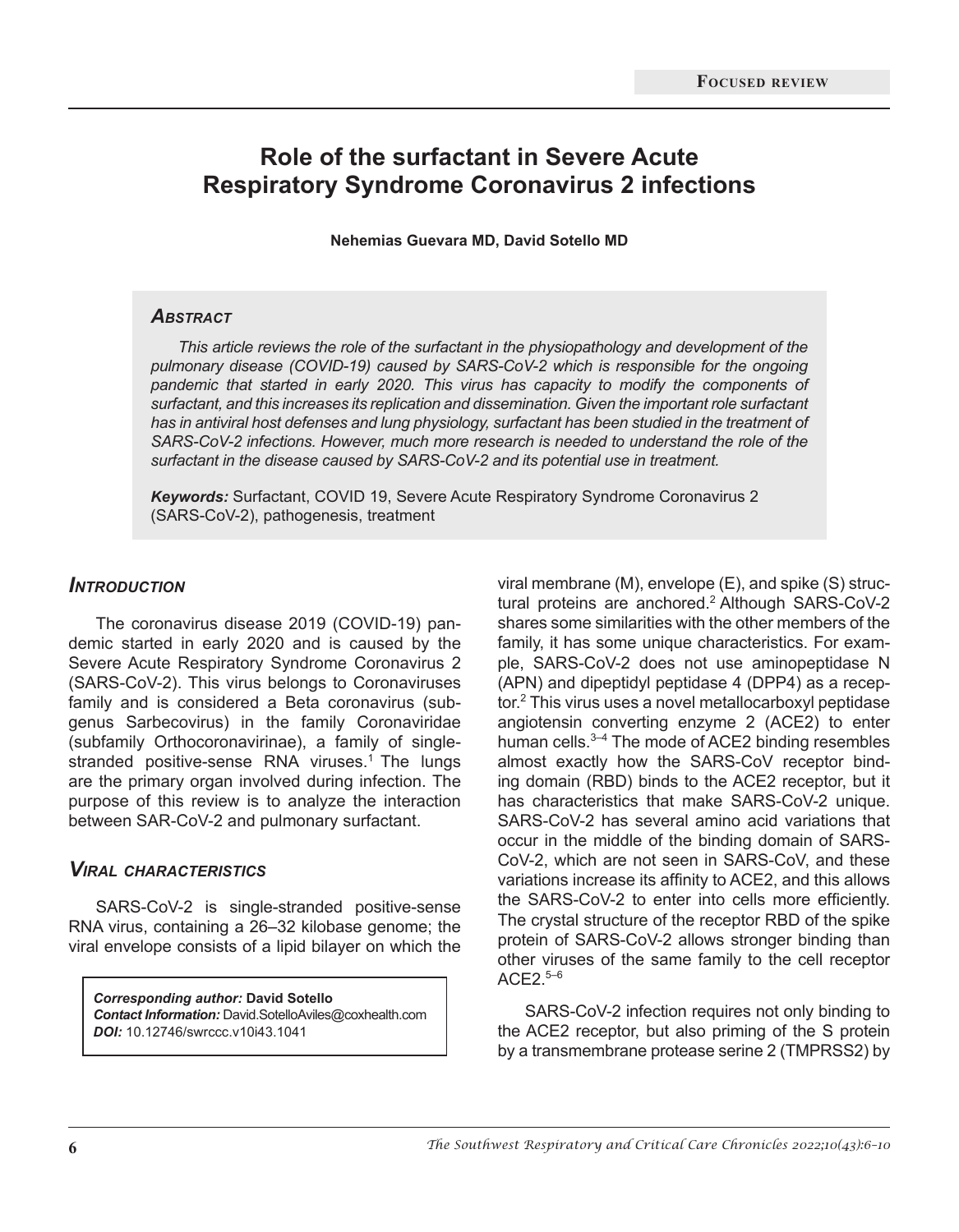**Focused review**

# Role of the surfactant in Severe Acute Respiratory Syndrome Coronavirus 2 infections

**Nehemias Guevara MD, David Sotello MD**

## Abstract

*This article reviews the role of the surfactant in the physiopathology and development of the pulmonary disease (COVID-19) caused by SARS-CoV-2 which is responsible for the ongoing pandemic that started in early 2020. This virus has capacity to modify the components of surfactant, and this increases its replication and dissemination. Given the important role surfactant has in antiviral host defenses and lung physiology, surfactant has been studied in the treatment of SARS-CoV-2 infections. However, much more research is needed to understand the role of the surfactant in the disease caused by SARS-CoV-2 and its potential use in treatment.*

***Keywords:*** Surfactant, COVID 19, Severe Acute Respiratory Syndrome Coronavirus 2 (SARS-CoV-2), pathogenesis, treatment

## Introduction

The coronavirus disease 2019 (COVID-19) pandemic started in early 2020 and is caused by the Severe Acute Respiratory Syndrome Coronavirus 2 (SARS-CoV-2). This virus belongs to Coronaviruses family and is considered a Beta coronavirus (subgenus Sarbecovirus) in the family Coronaviridae (subfamily Orthocoronavirinae), a family of single-stranded positive-sense RNA viruses.[1] The lungs are the primary organ involved during infection. The purpose of this review is to analyze the interaction between SAR-CoV-2 and pulmonary surfactant.

## Viral characteristics

SARS-CoV-2 is single-stranded positive-sense RNA virus, containing a 26–32 kilobase genome; the viral envelope consists of a lipid bilayer on which the viral membrane (M), envelope (E), and spike (S) structural proteins are anchored.[2] Although SARS-CoV-2 shares some similarities with the other members of the family, it has some unique characteristics. For example, SARS-CoV-2 does not use aminopeptidase N (APN) and dipeptidyl peptidase 4 (DPP4) as a receptor.[2] This virus uses a novel metallocarboxyl peptidase angiotensin converting enzyme 2 (ACE2) to enter human cells.[3–4] The mode of ACE2 binding resembles almost exactly how the SARS-CoV receptor binding domain (RBD) binds to the ACE2 receptor, but it has characteristics that make SARS-CoV-2 unique. SARS-CoV-2 has several amino acid variations that occur in the middle of the binding domain of SARS-CoV-2, which are not seen in SARS-CoV, and these variations increase its affinity to ACE2, and this allows the SARS-CoV-2 to enter into cells more efficiently. The crystal structure of the receptor RBD of the spike protein of SARS-CoV-2 allows stronger binding than other viruses of the same family to the cell receptor ACE2.[5–6]

SARS-CoV-2 infection requires not only binding to the ACE2 receptor, but also priming of the S protein by a transmembrane protease serine 2 (TMPRSS2) by

***Corresponding author:*** **David Sotello**
***Contact Information:*** David.SotelloAviles@coxhealth.com
***DOI:*** 10.12746/swrccc.v10i43.1041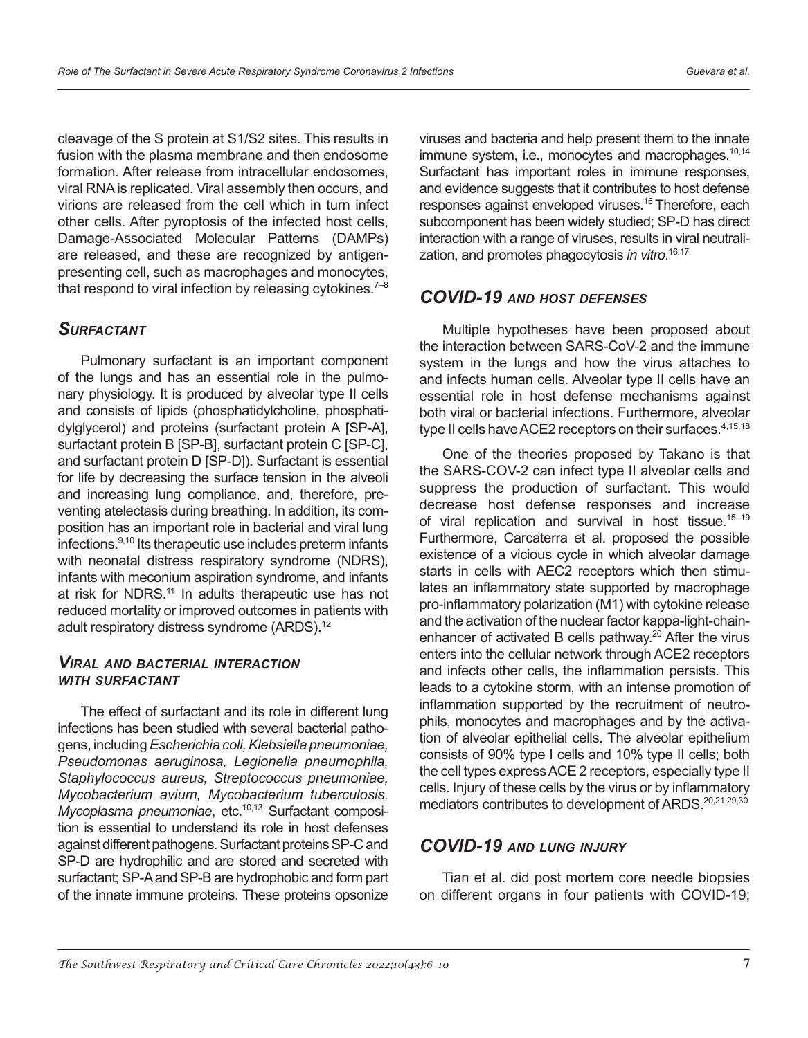cleavage of the S protein at S1/S2 sites. This results in fusion with the plasma membrane and then endosome formation. After release from intracellular endosomes, viral RNA is replicated. Viral assembly then occurs, and virions are released from the cell which in turn infect other cells. After pyroptosis of the infected host cells, Damage-Associated Molecular Patterns (DAMPs) are released, and these are recognized by antigen-presenting cell, such as macrophages and monocytes, that respond to viral infection by releasing cytokines.[7–8]

## *Surfactant*

Pulmonary surfactant is an important component of the lungs and has an essential role in the pulmonary physiology. It is produced by alveolar type II cells and consists of lipids (phosphatidylcholine, phosphatidylglycerol) and proteins (surfactant protein A [SP-A], surfactant protein B [SP-B], surfactant protein C [SP-C], and surfactant protein D [SP-D]). Surfactant is essential for life by decreasing the surface tension in the alveoli and increasing lung compliance, and, therefore, preventing atelectasis during breathing. In addition, its composition has an important role in bacterial and viral lung infections.[9,10] Its therapeutic use includes preterm infants with neonatal distress respiratory syndrome (NDRS), infants with meconium aspiration syndrome, and infants at risk for NDRS.[11] In adults therapeutic use has not reduced mortality or improved outcomes in patients with adult respiratory distress syndrome (ARDS).[12]

### *Viral and bacterial interaction with surfactant*

The effect of surfactant and its role in different lung infections has been studied with several bacterial pathogens, including *Escherichia coli, Klebsiella pneumoniae, Pseudomonas aeruginosa, Legionella pneumophila, Staphylococcus aureus, Streptococcus pneumoniae, Mycobacterium avium, Mycobacterium tuberculosis, Mycoplasma pneumoniae*, etc.[10,13] Surfactant composition is essential to understand its role in host defenses against different pathogens. Surfactant proteins SP-C and SP-D are hydrophilic and are stored and secreted with surfactant; SP-A and SP-B are hydrophobic and form part of the innate immune proteins. These proteins opsonize viruses and bacteria and help present them to the innate immune system, i.e., monocytes and macrophages.[10,14] Surfactant has important roles in immune responses, and evidence suggests that it contributes to host defense responses against enveloped viruses.[15] Therefore, each subcomponent has been widely studied; SP-D has direct interaction with a range of viruses, results in viral neutralization, and promotes phagocytosis *in vitro*.[16,17]

## *COVID-19 and host defenses*

Multiple hypotheses have been proposed about the interaction between SARS-CoV-2 and the immune system in the lungs and how the virus attaches to and infects human cells. Alveolar type II cells have an essential role in host defense mechanisms against both viral or bacterial infections. Furthermore, alveolar type II cells have ACE2 receptors on their surfaces.[4,15,18]

One of the theories proposed by Takano is that the SARS-COV-2 can infect type II alveolar cells and suppress the production of surfactant. This would decrease host defense responses and increase of viral replication and survival in host tissue.[15–19] Furthermore, Carcaterra et al. proposed the possible existence of a vicious cycle in which alveolar damage starts in cells with AEC2 receptors which then stimulates an inflammatory state supported by macrophage pro-inflammatory polarization (M1) with cytokine release and the activation of the nuclear factor kappa-light-chain-enhancer of activated B cells pathway.[20] After the virus enters into the cellular network through ACE2 receptors and infects other cells, the inflammation persists. This leads to a cytokine storm, with an intense promotion of inflammation supported by the recruitment of neutrophils, monocytes and macrophages and by the activation of alveolar epithelial cells. The alveolar epithelium consists of 90% type I cells and 10% type II cells; both the cell types express ACE 2 receptors, especially type II cells. Injury of these cells by the virus or by inflammatory mediators contributes to development of ARDS.[20,21,29,30]

## *COVID-19 and lung injury*

Tian et al. did post mortem core needle biopsies on different organs in four patients with COVID-19;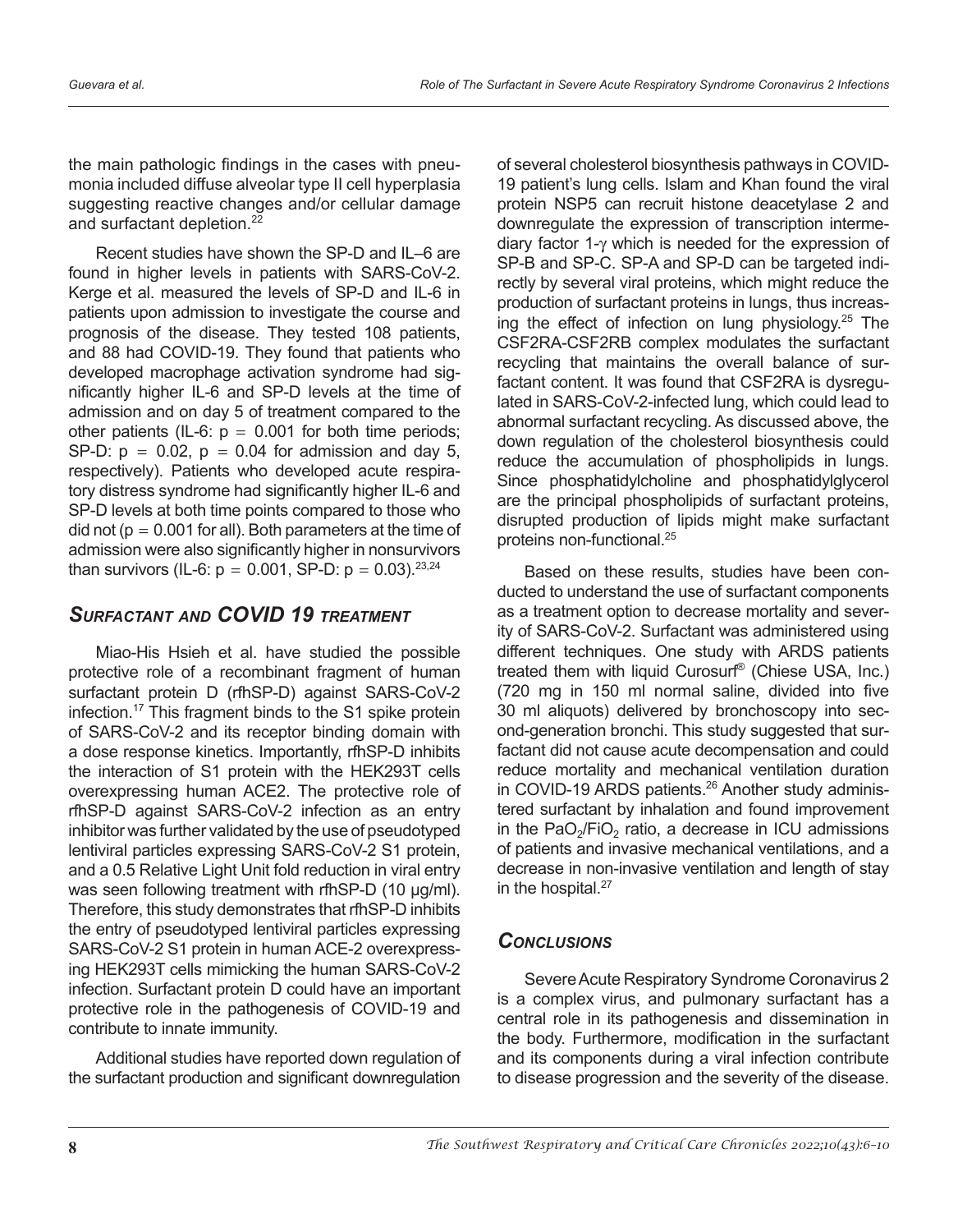the main pathologic findings in the cases with pneumonia included diffuse alveolar type II cell hyperplasia suggesting reactive changes and/or cellular damage and surfactant depletion.[22]

Recent studies have shown the SP-D and IL–6 are found in higher levels in patients with SARS-CoV-2. Kerge et al. measured the levels of SP-D and IL-6 in patients upon admission to investigate the course and prognosis of the disease. They tested 108 patients, and 88 had COVID-19. They found that patients who developed macrophage activation syndrome had significantly higher IL-6 and SP-D levels at the time of admission and on day 5 of treatment compared to the other patients (IL-6: $p = 0.001$ for both time periods; SP-D: $p = 0.02$, $p = 0.04$ for admission and day 5, respectively). Patients who developed acute respiratory distress syndrome had significantly higher IL-6 and SP-D levels at both time points compared to those who did not ($p = 0.001$ for all). Both parameters at the time of admission were also significantly higher in nonsurvivors than survivors (IL-6: $p = 0.001$, SP-D: $p = 0.03$).[23,24]

## *Surfactant and COVID 19 treatment*

Miao-His Hsieh et al. have studied the possible protective role of a recombinant fragment of human surfactant protein D (rfhSP-D) against SARS-CoV-2 infection.[17] This fragment binds to the S1 spike protein of SARS-CoV-2 and its receptor binding domain with a dose response kinetics. Importantly, rfhSP-D inhibits the interaction of S1 protein with the HEK293T cells overexpressing human ACE2. The protective role of rfhSP-D against SARS-CoV-2 infection as an entry inhibitor was further validated by the use of pseudotyped lentiviral particles expressing SARS-CoV-2 S1 protein, and a 0.5 Relative Light Unit fold reduction in viral entry was seen following treatment with rfhSP-D (10 µg/ml). Therefore, this study demonstrates that rfhSP-D inhibits the entry of pseudotyped lentiviral particles expressing SARS-CoV-2 S1 protein in human ACE-2 overexpressing HEK293T cells mimicking the human SARS-CoV-2 infection. Surfactant protein D could have an important protective role in the pathogenesis of COVID-19 and contribute to innate immunity.

Additional studies have reported down regulation of the surfactant production and significant downregulation of several cholesterol biosynthesis pathways in COVID-19 patient's lung cells. Islam and Khan found the viral protein NSP5 can recruit histone deacetylase 2 and downregulate the expression of transcription intermediary factor 1-γ which is needed for the expression of SP-B and SP-C. SP-A and SP-D can be targeted indirectly by several viral proteins, which might reduce the production of surfactant proteins in lungs, thus increasing the effect of infection on lung physiology.[25] The CSF2RA-CSF2RB complex modulates the surfactant recycling that maintains the overall balance of surfactant content. It was found that CSF2RA is dysregulated in SARS-CoV-2-infected lung, which could lead to abnormal surfactant recycling. As discussed above, the down regulation of the cholesterol biosynthesis could reduce the accumulation of phospholipids in lungs. Since phosphatidylcholine and phosphatidylglycerol are the principal phospholipids of surfactant proteins, disrupted production of lipids might make surfactant proteins non-functional.[25]

Based on these results, studies have been conducted to understand the use of surfactant components as a treatment option to decrease mortality and severity of SARS-CoV-2. Surfactant was administered using different techniques. One study with ARDS patients treated them with liquid Curosurf® (Chiese USA, Inc.) (720 mg in 150 ml normal saline, divided into five 30 ml aliquots) delivered by bronchoscopy into second-generation bronchi. This study suggested that surfactant did not cause acute decompensation and could reduce mortality and mechanical ventilation duration in COVID-19 ARDS patients.[26] Another study administered surfactant by inhalation and found improvement in the $PaO_2/FiO_2$ ratio, a decrease in ICU admissions of patients and invasive mechanical ventilations, and a decrease in non-invasive ventilation and length of stay in the hospital.[27]

## *Conclusions*

Severe Acute Respiratory Syndrome Coronavirus 2 is a complex virus, and pulmonary surfactant has a central role in its pathogenesis and dissemination in the body. Furthermore, modification in the surfactant and its components during a viral infection contribute to disease progression and the severity of the disease.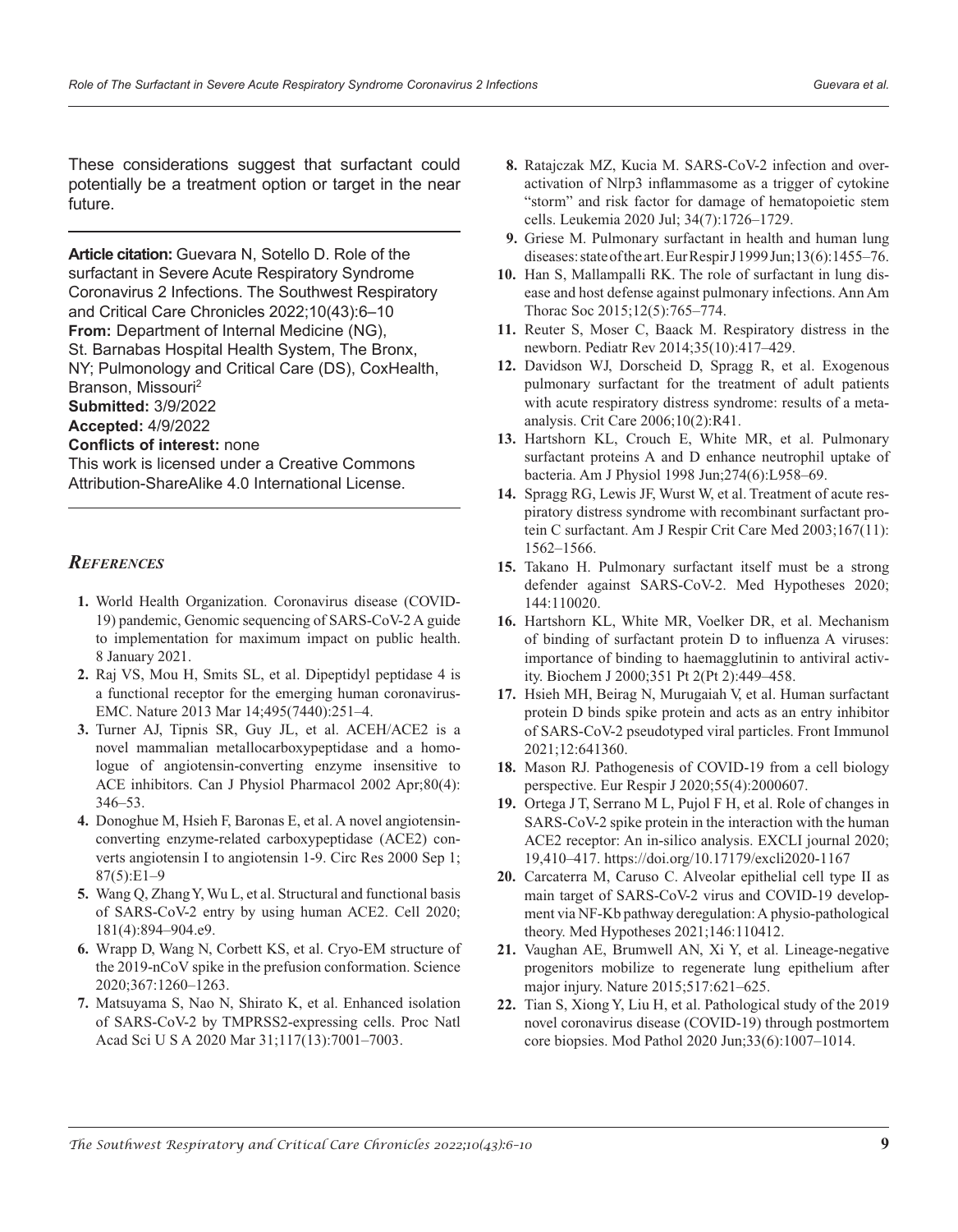These considerations suggest that surfactant could potentially be a treatment option or target in the near future.

---

**Article citation:** Guevara N, Sotello D. Role of the surfactant in Severe Acute Respiratory Syndrome Coronavirus 2 Infections. The Southwest Respiratory and Critical Care Chronicles 2022;10(43):6–10
**From:** Department of Internal Medicine (NG), St. Barnabas Hospital Health System, The Bronx, NY; Pulmonology and Critical Care (DS), CoxHealth, Branson, Missouri[2]
**Submitted:** 3/9/2022
**Accepted:** 4/9/2022
**Conflicts of interest:** none
This work is licensed under a Creative Commons Attribution-ShareAlike 4.0 International License.

---

## *References*

1. World Health Organization. Coronavirus disease (COVID-19) pandemic, Genomic sequencing of SARS-CoV-2 A guide to implementation for maximum impact on public health. 8 January 2021.
2. Raj VS, Mou H, Smits SL, et al. Dipeptidyl peptidase 4 is a functional receptor for the emerging human coronavirus-EMC. Nature 2013 Mar 14;495(7440):251–4.
3. Turner AJ, Tipnis SR, Guy JL, et al. ACEH/ACE2 is a novel mammalian metallocarboxypeptidase and a homologue of angiotensin-converting enzyme insensitive to ACE inhibitors. Can J Physiol Pharmacol 2002 Apr;80(4): 346–53.
4. Donoghue M, Hsieh F, Baronas E, et al. A novel angiotensin-converting enzyme-related carboxypeptidase (ACE2) converts angiotensin I to angiotensin 1-9. Circ Res 2000 Sep 1; 87(5):E1–9
5. Wang Q, Zhang Y, Wu L, et al. Structural and functional basis of SARS-CoV-2 entry by using human ACE2. Cell 2020; 181(4):894–904.e9.
6. Wrapp D, Wang N, Corbett KS, et al. Cryo-EM structure of the 2019-nCoV spike in the prefusion conformation. Science 2020;367:1260–1263.
7. Matsuyama S, Nao N, Shirato K, et al. Enhanced isolation of SARS-CoV-2 by TMPRSS2-expressing cells. Proc Natl Acad Sci U S A 2020 Mar 31;117(13):7001–7003.
8. Ratajczak MZ, Kucia M. SARS-CoV-2 infection and overactivation of Nlrp3 inflammasome as a trigger of cytokine "storm" and risk factor for damage of hematopoietic stem cells. Leukemia 2020 Jul; 34(7):1726–1729.
9. Griese M. Pulmonary surfactant in health and human lung diseases: state of the art. Eur Respir J 1999 Jun;13(6):1455–76.
10. Han S, Mallampalli RK. The role of surfactant in lung disease and host defense against pulmonary infections. Ann Am Thorac Soc 2015;12(5):765–774.
11. Reuter S, Moser C, Baack M. Respiratory distress in the newborn. Pediatr Rev 2014;35(10):417–429.
12. Davidson WJ, Dorscheid D, Spragg R, et al. Exogenous pulmonary surfactant for the treatment of adult patients with acute respiratory distress syndrome: results of a meta-analysis. Crit Care 2006;10(2):R41.
13. Hartshorn KL, Crouch E, White MR, et al. Pulmonary surfactant proteins A and D enhance neutrophil uptake of bacteria. Am J Physiol 1998 Jun;274(6):L958–69.
14. Spragg RG, Lewis JF, Wurst W, et al. Treatment of acute respiratory distress syndrome with recombinant surfactant protein C surfactant. Am J Respir Crit Care Med 2003;167(11): 1562–1566.
15. Takano H. Pulmonary surfactant itself must be a strong defender against SARS-CoV-2. Med Hypotheses 2020; 144:110020.
16. Hartshorn KL, White MR, Voelker DR, et al. Mechanism of binding of surfactant protein D to influenza A viruses: importance of binding to haemagglutinin to antiviral activity. Biochem J 2000;351 Pt 2(Pt 2):449–458.
17. Hsieh MH, Beirag N, Murugaiah V, et al. Human surfactant protein D binds spike protein and acts as an entry inhibitor of SARS-CoV-2 pseudotyped viral particles. Front Immunol 2021;12:641360.
18. Mason RJ. Pathogenesis of COVID-19 from a cell biology perspective. Eur Respir J 2020;55(4):2000607.
19. Ortega J T, Serrano M L, Pujol F H, et al. Role of changes in SARS-CoV-2 spike protein in the interaction with the human ACE2 receptor: An in-silico analysis. EXCLI journal 2020; 19,410–417. https://doi.org/10.17179/excli2020-1167
20. Carcaterra M, Caruso C. Alveolar epithelial cell type II as main target of SARS-CoV-2 virus and COVID-19 development via NF-Kb pathway deregulation: A physio-pathological theory. Med Hypotheses 2021;146:110412.
21. Vaughan AE, Brumwell AN, Xi Y, et al. Lineage-negative progenitors mobilize to regenerate lung epithelium after major injury. Nature 2015;517:621–625.
22. Tian S, Xiong Y, Liu H, et al. Pathological study of the 2019 novel coronavirus disease (COVID-19) through postmortem core biopsies. Mod Pathol 2020 Jun;33(6):1007–1014.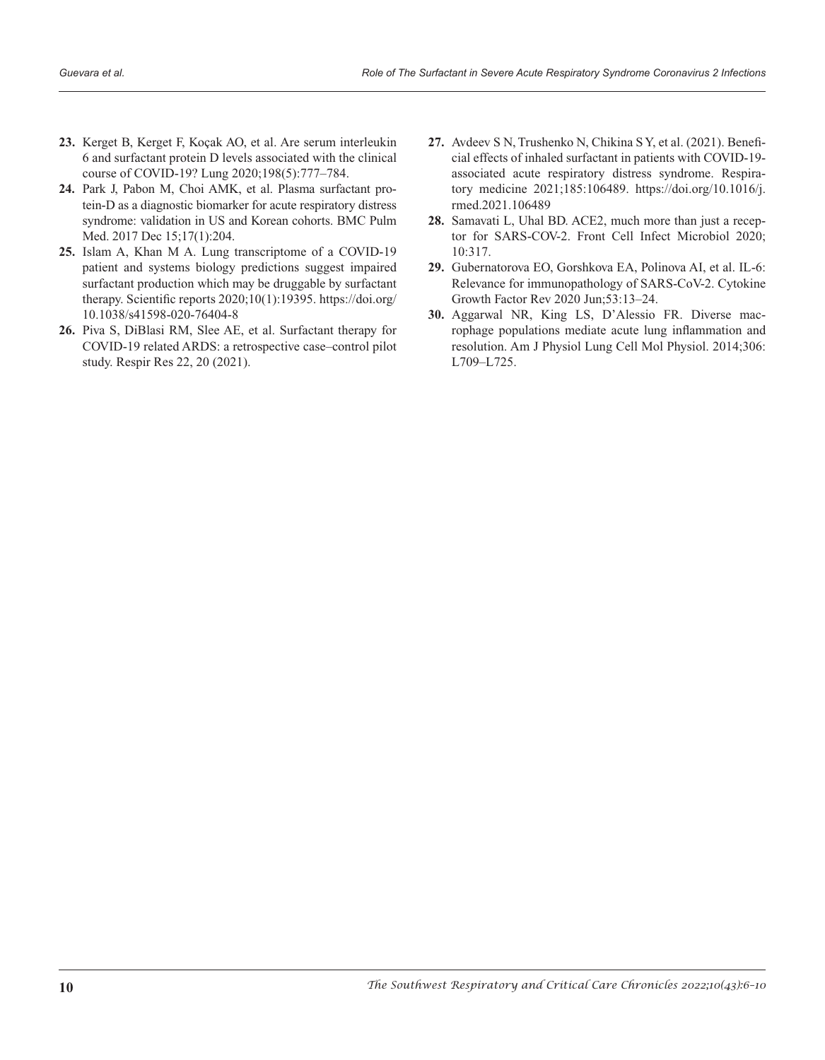23. Kerget B, Kerget F, Koçak AO, et al. Are serum interleukin 6 and surfactant protein D levels associated with the clinical course of COVID-19? Lung 2020;198(5):777–784.
24. Park J, Pabon M, Choi AMK, et al. Plasma surfactant protein-D as a diagnostic biomarker for acute respiratory distress syndrome: validation in US and Korean cohorts. BMC Pulm Med. 2017 Dec 15;17(1):204.
25. Islam A, Khan M A. Lung transcriptome of a COVID-19 patient and systems biology predictions suggest impaired surfactant production which may be druggable by surfactant therapy. Scientific reports 2020;10(1):19395. https://doi.org/10.1038/s41598-020-76404-8
26. Piva S, DiBlasi RM, Slee AE, et al. Surfactant therapy for COVID-19 related ARDS: a retrospective case–control pilot study. Respir Res 22, 20 (2021).
27. Avdeev S N, Trushenko N, Chikina S Y, et al. (2021). Beneficial effects of inhaled surfactant in patients with COVID-19-associated acute respiratory distress syndrome. Respiratory medicine 2021;185:106489. https://doi.org/10.1016/j.rmed.2021.106489
28. Samavati L, Uhal BD. ACE2, much more than just a receptor for SARS-COV-2. Front Cell Infect Microbiol 2020; 10:317.
29. Gubernatorova EO, Gorshkova EA, Polinova AI, et al. IL-6: Relevance for immunopathology of SARS-CoV-2. Cytokine Growth Factor Rev 2020 Jun;53:13–24.
30. Aggarwal NR, King LS, D'Alessio FR. Diverse macrophage populations mediate acute lung inflammation and resolution. Am J Physiol Lung Cell Mol Physiol. 2014;306: L709–L725.